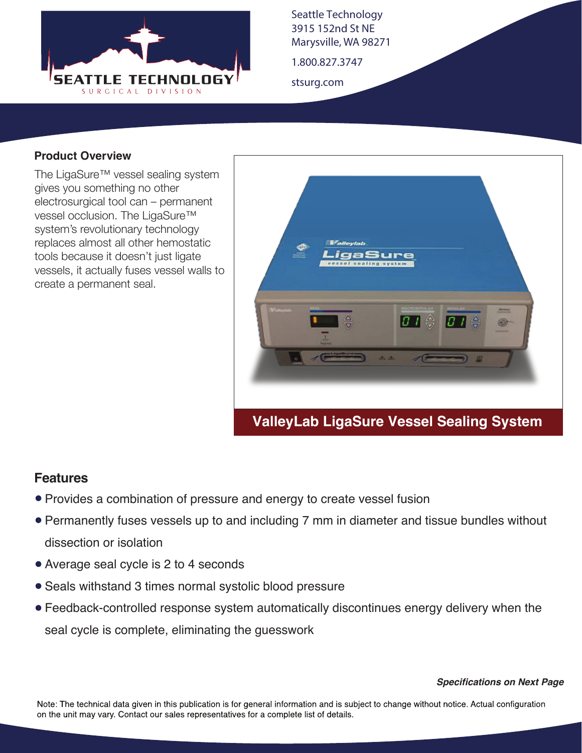Seattle Technology
3915 152nd St NE
Marysville, WA 98271

1.800.827.3747

stsurg.com

## Product Overview

The LigaSure™ vessel sealing system gives you something no other electrosurgical tool can – permanent vessel occlusion. The LigaSure™ system's revolutionary technology replaces almost all other hemostatic tools because it doesn't just ligate vessels, it actually fuses vessel walls to create a permanent seal.

**ValleyLab LigaSure Vessel Sealing System**

## Features

- Provides a combination of pressure and energy to create vessel fusion
- Permanently fuses vessels up to and including 7 mm in diameter and tissue bundles without dissection or isolation
- Average seal cycle is 2 to 4 seconds
- Seals withstand 3 times normal systolic blood pressure
- Feedback-controlled response system automatically discontinues energy delivery when the seal cycle is complete, eliminating the guesswork

***Specifications on Next Page***

Note: The technical data given in this publication is for general information and is subject to change without notice. Actual configuration on the unit may vary. Contact our sales representatives for a complete list of details.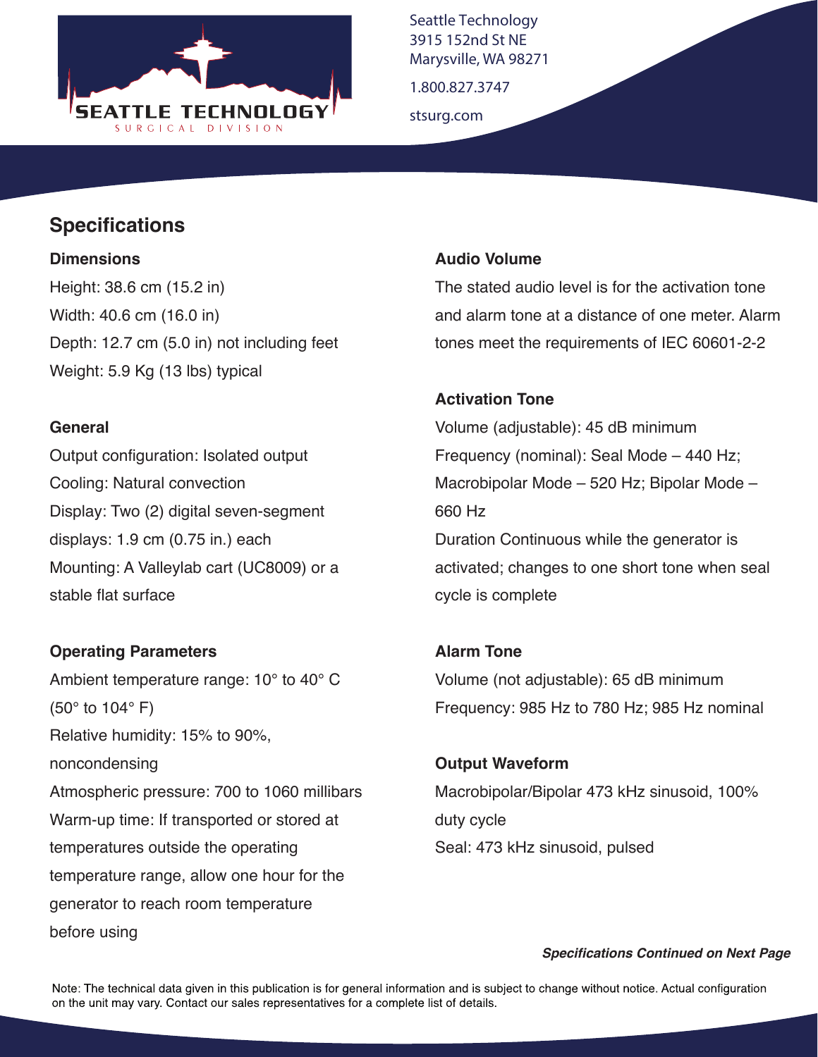Seattle Technology
3915 152nd St NE
Marysville, WA 98271

1.800.827.3747

stsurg.com

## Specifications

### Dimensions

Height: 38.6 cm (15.2 in)
Width: 40.6 cm (16.0 in)
Depth: 12.7 cm (5.0 in) not including feet
Weight: 5.9 Kg (13 lbs) typical

### General

Output configuration: Isolated output
Cooling: Natural convection
Display: Two (2) digital seven-segment displays: 1.9 cm (0.75 in.) each
Mounting: A Valleylab cart (UC8009) or a stable flat surface

### Operating Parameters

Ambient temperature range: 10° to 40° C (50° to 104° F)
Relative humidity: 15% to 90%, noncondensing
Atmospheric pressure: 700 to 1060 millibars
Warm-up time: If transported or stored at temperatures outside the operating temperature range, allow one hour for the generator to reach room temperature before using

### Audio Volume

The stated audio level is for the activation tone and alarm tone at a distance of one meter. Alarm tones meet the requirements of IEC 60601-2-2

### Activation Tone

Volume (adjustable): 45 dB minimum
Frequency (nominal): Seal Mode – 440 Hz; Macrobipolar Mode – 520 Hz; Bipolar Mode – 660 Hz
Duration Continuous while the generator is activated; changes to one short tone when seal cycle is complete

### Alarm Tone

Volume (not adjustable): 65 dB minimum
Frequency: 985 Hz to 780 Hz; 985 Hz nominal

### Output Waveform

Macrobipolar/Bipolar 473 kHz sinusoid, 100% duty cycle
Seal: 473 kHz sinusoid, pulsed

***Specifications Continued on Next Page***

Note: The technical data given in this publication is for general information and is subject to change without notice. Actual configuration on the unit may vary. Contact our sales representatives for a complete list of details.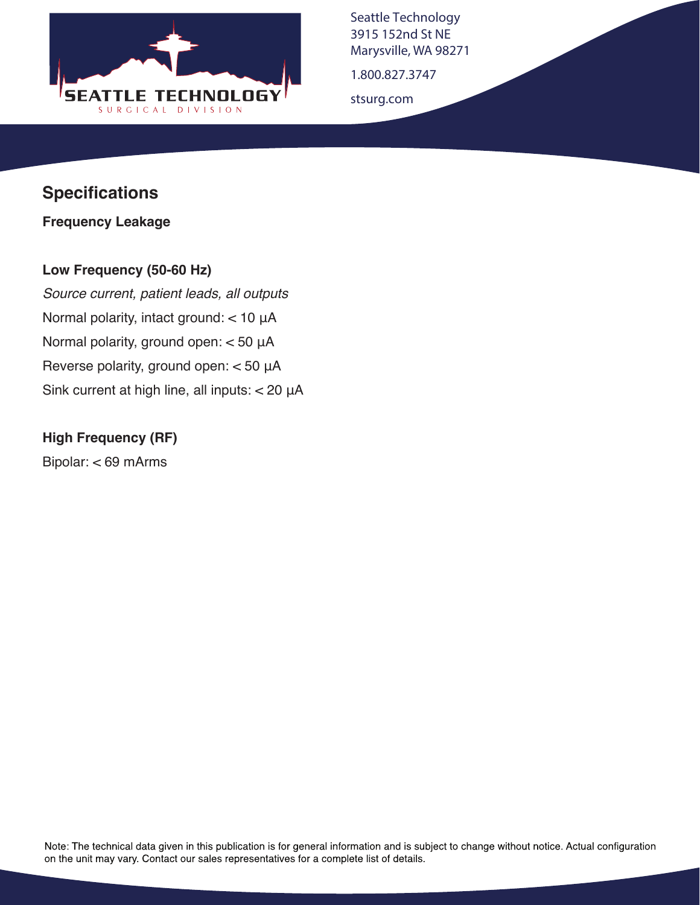Seattle Technology
3915 152nd St NE
Marysville, WA 98271

1.800.827.3747

stsurg.com

## Specifications

### Frequency Leakage

#### Low Frequency (50-60 Hz)

*Source current, patient leads, all outputs*

Normal polarity, intact ground: < 10 µA

Normal polarity, ground open: < 50 µA

Reverse polarity, ground open: < 50 µA

Sink current at high line, all inputs: < 20 µA

#### High Frequency (RF)

Bipolar: < 69 mArms

Note: The technical data given in this publication is for general information and is subject to change without notice. Actual configuration on the unit may vary. Contact our sales representatives for a complete list of details.